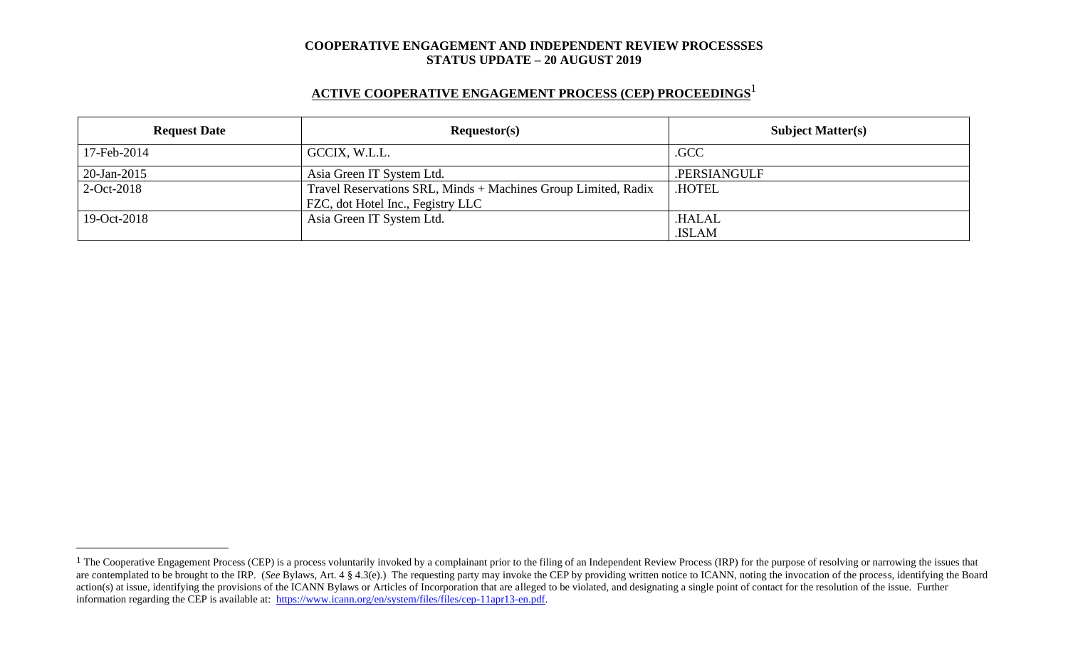# COOPERATIVE ENGAGEMENT AND INDEPENDENT REVIEW PROCESSSES
## STATUS UPDATE – 20 AUGUST 2019

## ACTIVE COOPERATIVE ENGAGEMENT PROCESS (CEP) PROCEEDINGS[1]

| Request Date | Requestor(s) | Subject Matter(s) |
|---|---|---|
| 17-Feb-2014 | GCCIX, W.L.L. | .GCC |
| 20-Jan-2015 | Asia Green IT System Ltd. | .PERSIANGULF |
| 2-Oct-2018 | Travel Reservations SRL, Minds + Machines Group Limited, Radix FZC, dot Hotel Inc., Fegistry LLC | .HOTEL |
| 19-Oct-2018 | Asia Green IT System Ltd. | .HALAL<br>.ISLAM |

[1] The Cooperative Engagement Process (CEP) is a process voluntarily invoked by a complainant prior to the filing of an Independent Review Process (IRP) for the purpose of resolving or narrowing the issues that are contemplated to be brought to the IRP. (*See* Bylaws, Art. 4 § 4.3(e).) The requesting party may invoke the CEP by providing written notice to ICANN, noting the invocation of the process, identifying the Board action(s) at issue, identifying the provisions of the ICANN Bylaws or Articles of Incorporation that are alleged to be violated, and designating a single point of contact for the resolution of the issue. Further information regarding the CEP is available at: https://www.icann.org/en/system/files/files/cep-11apr13-en.pdf.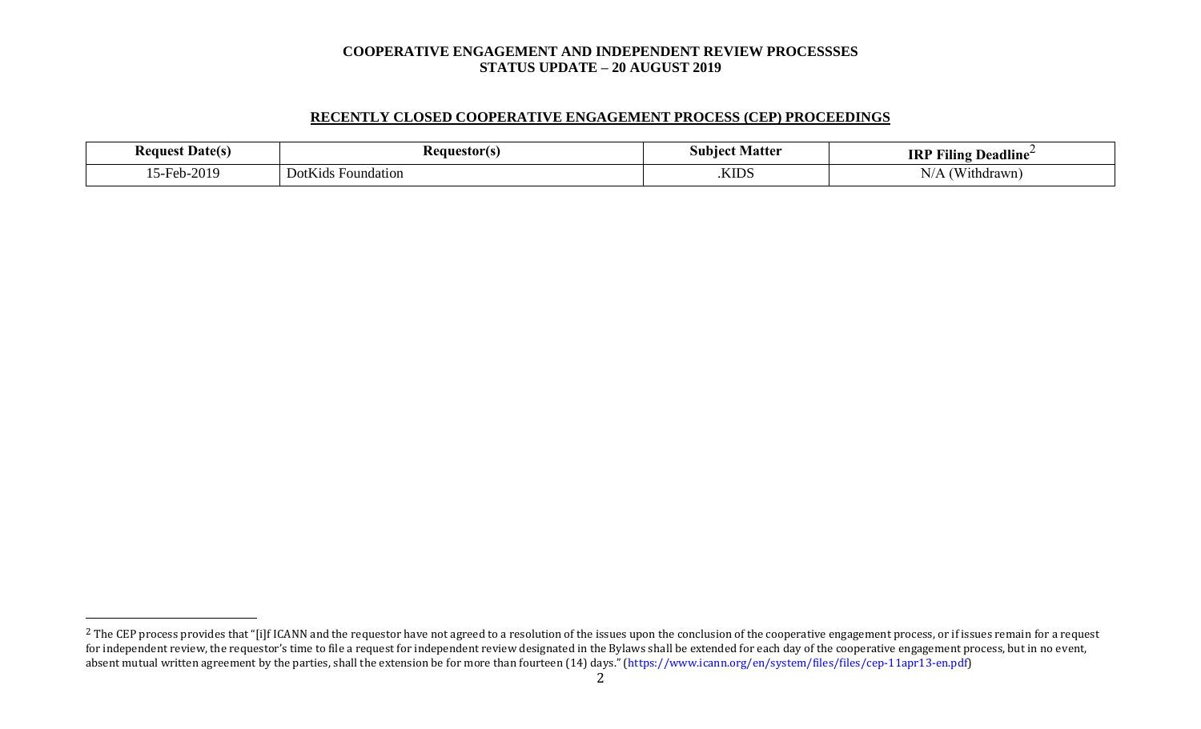**COOPERATIVE ENGAGEMENT AND INDEPENDENT REVIEW PROCESSSES**
**STATUS UPDATE – 20 AUGUST 2019**

## RECENTLY CLOSED COOPERATIVE ENGAGEMENT PROCESS (CEP) PROCEEDINGS

| Request Date(s) | Requestor(s) | Subject Matter | IRP Filing Deadline[2] |
|---|---|---|---|
| 15-Feb-2019 | DotKids Foundation | .KIDS | N/A (Withdrawn) |

[2] The CEP process provides that "[i]f ICANN and the requestor have not agreed to a resolution of the issues upon the conclusion of the cooperative engagement process, or if issues remain for a request for independent review, the requestor's time to file a request for independent review designated in the Bylaws shall be extended for each day of the cooperative engagement process, but in no event, absent mutual written agreement by the parties, shall the extension be for more than fourteen (14) days." (https://www.icann.org/en/system/files/files/cep-11apr13-en.pdf)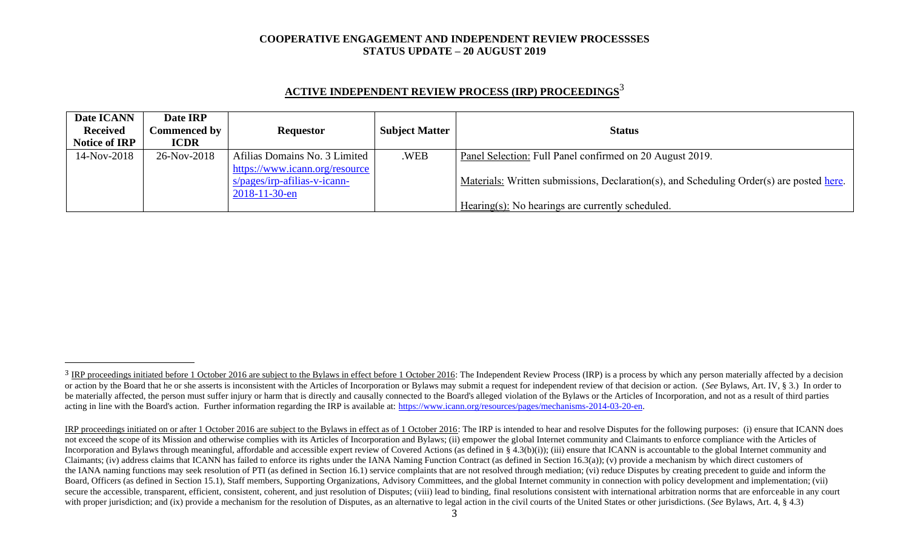**COOPERATIVE ENGAGEMENT AND INDEPENDENT REVIEW PROCESSSES**
**STATUS UPDATE – 20 AUGUST 2019**

## ACTIVE INDEPENDENT REVIEW PROCESS (IRP) PROCEEDINGS[3]

| Date ICANN Received Notice of IRP | Date IRP Commenced by ICDR | Requestor | Subject Matter | Status |
|---|---|---|---|---|
| 14-Nov-2018 | 26-Nov-2018 | Afilias Domains No. 3 Limited https://www.icann.org/resources/pages/irp-afilias-v-icann-2018-11-30-en | .WEB | Panel Selection: Full Panel confirmed on 20 August 2019.<br><br>Materials: Written submissions, Declaration(s), and Scheduling Order(s) are posted here.<br><br>Hearing(s): No hearings are currently scheduled. |

---

[3] IRP proceedings initiated before 1 October 2016 are subject to the Bylaws in effect before 1 October 2016: The Independent Review Process (IRP) is a process by which any person materially affected by a decision or action by the Board that he or she asserts is inconsistent with the Articles of Incorporation or Bylaws may submit a request for independent review of that decision or action. (*See* Bylaws, Art. IV, § 3.) In order to be materially affected, the person must suffer injury or harm that is directly and causally connected to the Board's alleged violation of the Bylaws or the Articles of Incorporation, and not as a result of third parties acting in line with the Board's action. Further information regarding the IRP is available at: https://www.icann.org/resources/pages/mechanisms-2014-03-20-en.

IRP proceedings initiated on or after 1 October 2016 are subject to the Bylaws in effect as of 1 October 2016: The IRP is intended to hear and resolve Disputes for the following purposes: (i) ensure that ICANN does not exceed the scope of its Mission and otherwise complies with its Articles of Incorporation and Bylaws; (ii) empower the global Internet community and Claimants to enforce compliance with the Articles of Incorporation and Bylaws through meaningful, affordable and accessible expert review of Covered Actions (as defined in § 4.3(b)(i)); (iii) ensure that ICANN is accountable to the global Internet community and Claimants; (iv) address claims that ICANN has failed to enforce its rights under the IANA Naming Function Contract (as defined in Section 16.3(a)); (v) provide a mechanism by which direct customers of the IANA naming functions may seek resolution of PTI (as defined in Section 16.1) service complaints that are not resolved through mediation; (vi) reduce Disputes by creating precedent to guide and inform the Board, Officers (as defined in Section 15.1), Staff members, Supporting Organizations, Advisory Committees, and the global Internet community in connection with policy development and implementation; (vii) secure the accessible, transparent, efficient, consistent, coherent, and just resolution of Disputes; (viii) lead to binding, final resolutions consistent with international arbitration norms that are enforceable in any court with proper jurisdiction; and (ix) provide a mechanism for the resolution of Disputes, as an alternative to legal action in the civil courts of the United States or other jurisdictions. (*See* Bylaws, Art. 4, § 4.3)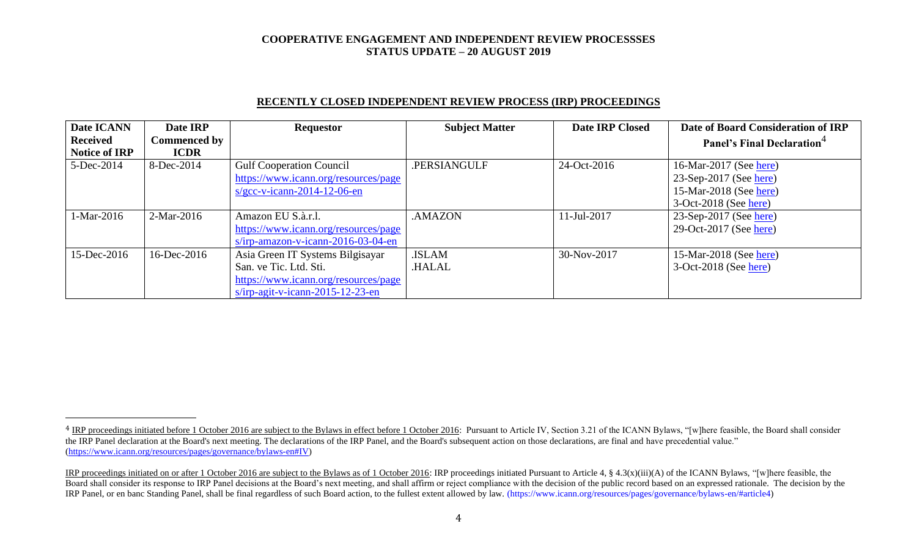**COOPERATIVE ENGAGEMENT AND INDEPENDENT REVIEW PROCESSSES**
**STATUS UPDATE – 20 AUGUST 2019**

## RECENTLY CLOSED INDEPENDENT REVIEW PROCESS (IRP) PROCEEDINGS

| Date ICANN Received Notice of IRP | Date IRP Commenced by ICDR | Requestor | Subject Matter | Date IRP Closed | Date of Board Consideration of IRP Panel's Final Declaration[4] |
|---|---|---|---|---|---|
| 5-Dec-2014 | 8-Dec-2014 | Gulf Cooperation Council https://www.icann.org/resources/pages/gcc-v-icann-2014-12-06-en | .PERSIANGULF | 24-Oct-2016 | 16-Mar-2017 (See here)<br>23-Sep-2017 (See here)<br>15-Mar-2018 (See here)<br>3-Oct-2018 (See here) |
| 1-Mar-2016 | 2-Mar-2016 | Amazon EU S.à.r.l. https://www.icann.org/resources/pages/irp-amazon-v-icann-2016-03-04-en | .AMAZON | 11-Jul-2017 | 23-Sep-2017 (See here)<br>29-Oct-2017 (See here) |
| 15-Dec-2016 | 16-Dec-2016 | Asia Green IT Systems Bilgisayar San. ve Tic. Ltd. Sti. https://www.icann.org/resources/pages/irp-agit-v-icann-2015-12-23-en | .ISLAM<br>.HALAL | 30-Nov-2017 | 15-Mar-2018 (See here)<br>3-Oct-2018 (See here) |

---

[4] IRP proceedings initiated before 1 October 2016 are subject to the Bylaws in effect before 1 October 2016: Pursuant to Article IV, Section 3.21 of the ICANN Bylaws, "[w]here feasible, the Board shall consider the IRP Panel declaration at the Board's next meeting. The declarations of the IRP Panel, and the Board's subsequent action on those declarations, are final and have precedential value." (https://www.icann.org/resources/pages/governance/bylaws-en#IV)

IRP proceedings initiated on or after 1 October 2016 are subject to the Bylaws as of 1 October 2016: IRP proceedings initiated Pursuant to Article 4, § 4.3(x)(iii)(A) of the ICANN Bylaws, "[w]here feasible, the Board shall consider its response to IRP Panel decisions at the Board's next meeting, and shall affirm or reject compliance with the decision of the public record based on an expressed rationale. The decision by the IRP Panel, or en banc Standing Panel, shall be final regardless of such Board action, to the fullest extent allowed by law. (https://www.icann.org/resources/pages/governance/bylaws-en/#article4)